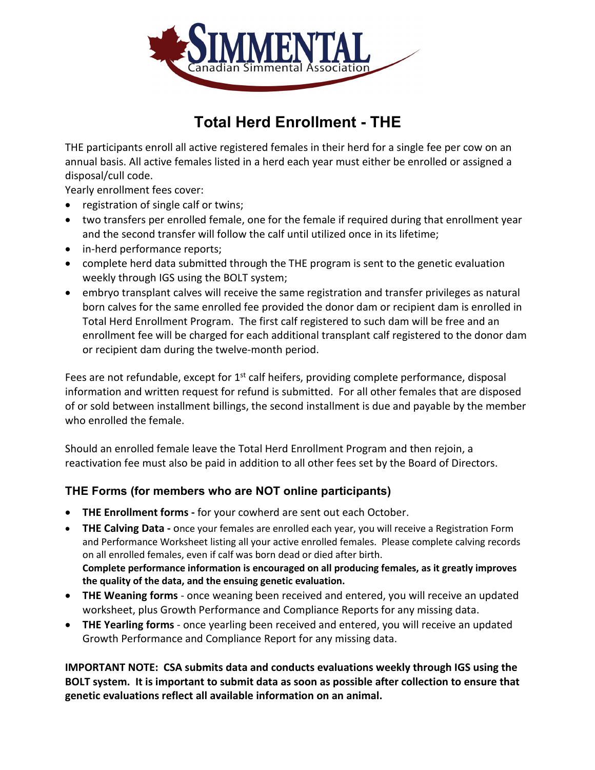SIMMENTAL
Canadian Simmental Association

# Total Herd Enrollment - THE

THE participants enroll all active registered females in their herd for a single fee per cow on an annual basis. All active females listed in a herd each year must either be enrolled or assigned a disposal/cull code.

Yearly enrollment fees cover:

- registration of single calf or twins;
- two transfers per enrolled female, one for the female if required during that enrollment year and the second transfer will follow the calf until utilized once in its lifetime;
- in-herd performance reports;
- complete herd data submitted through the THE program is sent to the genetic evaluation weekly through IGS using the BOLT system;
- embryo transplant calves will receive the same registration and transfer privileges as natural born calves for the same enrolled fee provided the donor dam or recipient dam is enrolled in Total Herd Enrollment Program. The first calf registered to such dam will be free and an enrollment fee will be charged for each additional transplant calf registered to the donor dam or recipient dam during the twelve-month period.

Fees are not refundable, except for 1st calf heifers, providing complete performance, disposal information and written request for refund is submitted. For all other females that are disposed of or sold between installment billings, the second installment is due and payable by the member who enrolled the female.

Should an enrolled female leave the Total Herd Enrollment Program and then rejoin, a reactivation fee must also be paid in addition to all other fees set by the Board of Directors.

## THE Forms (for members who are NOT online participants)

- **THE Enrollment forms -** for your cowherd are sent out each October.
- **THE Calving Data -** once your females are enrolled each year, you will receive a Registration Form and Performance Worksheet listing all your active enrolled females. Please complete calving records on all enrolled females, even if calf was born dead or died after birth.
  **Complete performance information is encouraged on all producing females, as it greatly improves the quality of the data, and the ensuing genetic evaluation.**
- **THE Weaning forms** - once weaning been received and entered, you will receive an updated worksheet, plus Growth Performance and Compliance Reports for any missing data.
- **THE Yearling forms** - once yearling been received and entered, you will receive an updated Growth Performance and Compliance Report for any missing data.

**IMPORTANT NOTE: CSA submits data and conducts evaluations weekly through IGS using the BOLT system. It is important to submit data as soon as possible after collection to ensure that genetic evaluations reflect all available information on an animal.**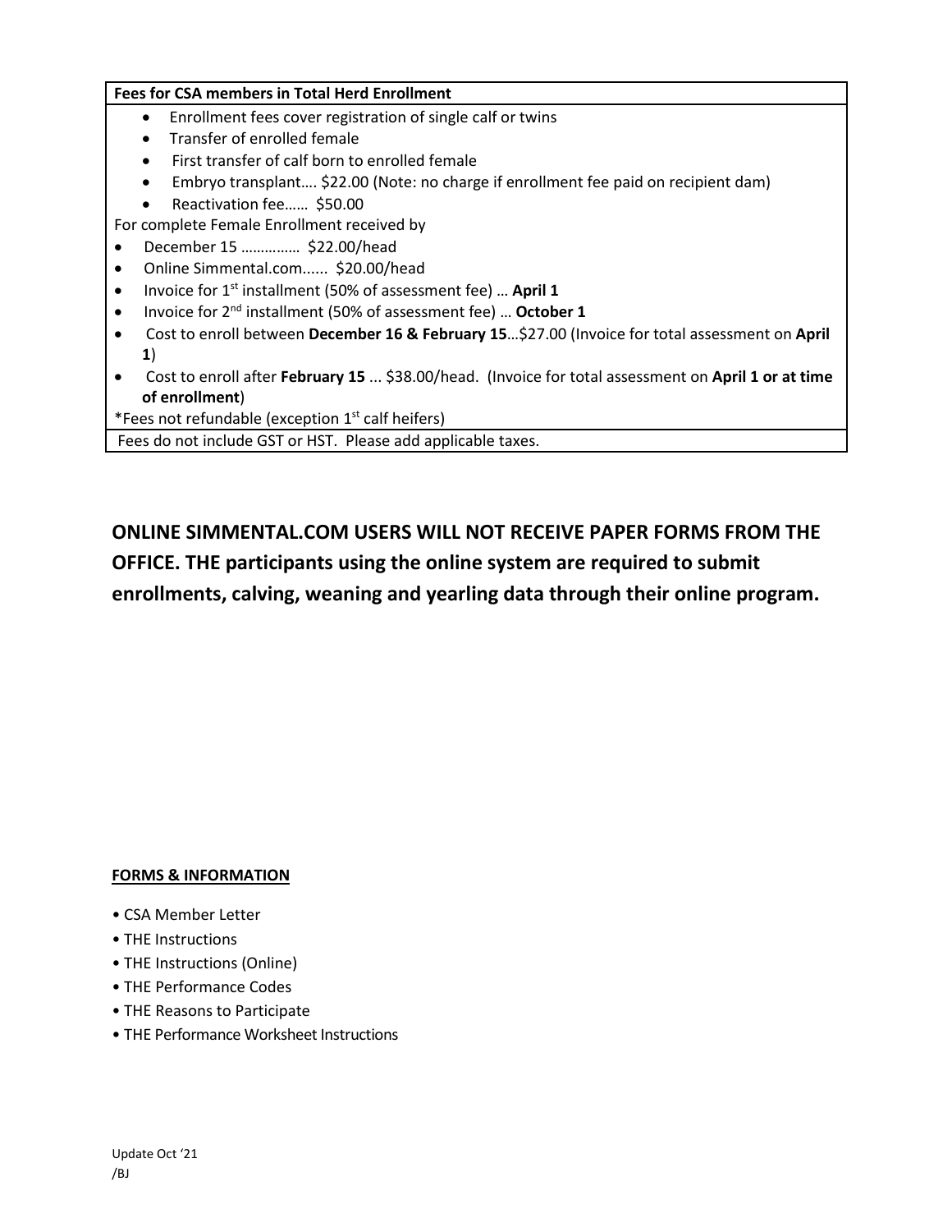**Fees for CSA members in Total Herd Enrollment**

- Enrollment fees cover registration of single calf or twins
- Transfer of enrolled female
- First transfer of calf born to enrolled female
- Embryo transplant…. $22.00 (Note: no charge if enrollment fee paid on recipient dam)
- Reactivation fee…… $50.00

For complete Female Enrollment received by

- December 15 …………… $22.00/head
- Online Simmental.com...... $20.00/head
- Invoice for 1st installment (50% of assessment fee) … **April 1**
- Invoice for 2nd installment (50% of assessment fee) … **October 1**
- Cost to enroll between **December 16 & February 15**…$27.00 (Invoice for total assessment on **April 1**)
- Cost to enroll after **February 15** ... $38.00/head. (Invoice for total assessment on **April 1 or at time of enrollment**)

*Fees not refundable (exception 1st calf heifers)

Fees do not include GST or HST. Please add applicable taxes.

**ONLINE SIMMENTAL.COM USERS WILL NOT RECEIVE PAPER FORMS FROM THE OFFICE. THE participants using the online system are required to submit enrollments, calving, weaning and yearling data through their online program.**

**FORMS & INFORMATION**

- CSA Member Letter
- THE Instructions
- THE Instructions (Online)
- THE Performance Codes
- THE Reasons to Participate
- THE Performance Worksheet Instructions

Update Oct '21
/BJ